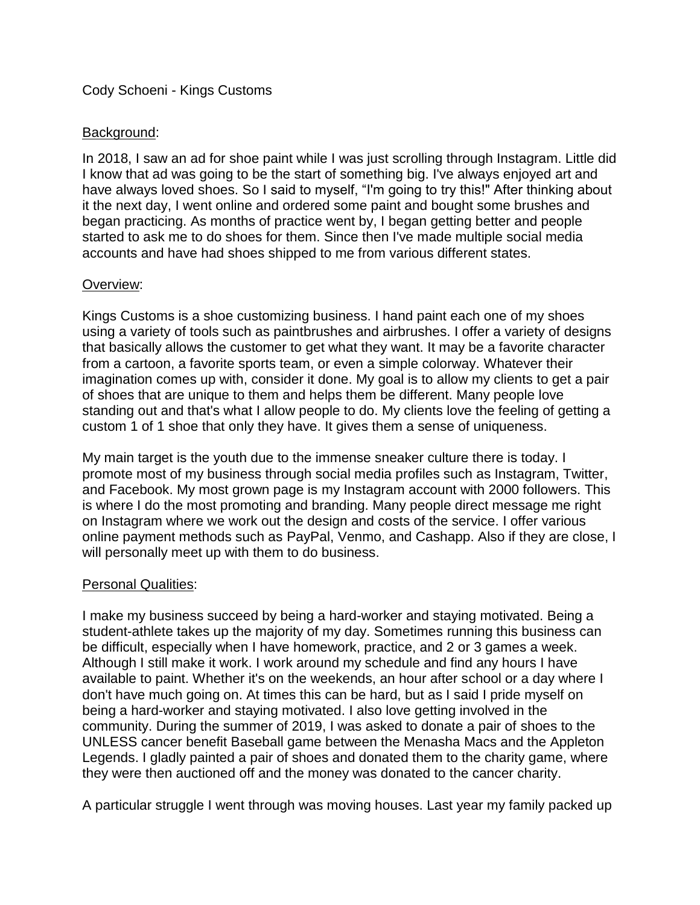Cody Schoeni - Kings Customs

## Background:

In 2018, I saw an ad for shoe paint while I was just scrolling through Instagram. Little did I know that ad was going to be the start of something big. I've always enjoyed art and have always loved shoes. So I said to myself, "I'm going to try this!" After thinking about it the next day, I went online and ordered some paint and bought some brushes and began practicing. As months of practice went by, I began getting better and people started to ask me to do shoes for them. Since then I've made multiple social media accounts and have had shoes shipped to me from various different states.

## Overview:

Kings Customs is a shoe customizing business. I hand paint each one of my shoes using a variety of tools such as paintbrushes and airbrushes. I offer a variety of designs that basically allows the customer to get what they want. It may be a favorite character from a cartoon, a favorite sports team, or even a simple colorway. Whatever their imagination comes up with, consider it done. My goal is to allow my clients to get a pair of shoes that are unique to them and helps them be different. Many people love standing out and that's what I allow people to do. My clients love the feeling of getting a custom 1 of 1 shoe that only they have. It gives them a sense of uniqueness.

My main target is the youth due to the immense sneaker culture there is today. I promote most of my business through social media profiles such as Instagram, Twitter, and Facebook. My most grown page is my Instagram account with 2000 followers. This is where I do the most promoting and branding. Many people direct message me right on Instagram where we work out the design and costs of the service. I offer various online payment methods such as PayPal, Venmo, and Cashapp. Also if they are close, I will personally meet up with them to do business.

## Personal Qualities:

I make my business succeed by being a hard-worker and staying motivated. Being a student-athlete takes up the majority of my day. Sometimes running this business can be difficult, especially when I have homework, practice, and 2 or 3 games a week. Although I still make it work. I work around my schedule and find any hours I have available to paint. Whether it's on the weekends, an hour after school or a day where I don't have much going on. At times this can be hard, but as I said I pride myself on being a hard-worker and staying motivated. I also love getting involved in the community. During the summer of 2019, I was asked to donate a pair of shoes to the UNLESS cancer benefit Baseball game between the Menasha Macs and the Appleton Legends. I gladly painted a pair of shoes and donated them to the charity game, where they were then auctioned off and the money was donated to the cancer charity.

A particular struggle I went through was moving houses. Last year my family packed up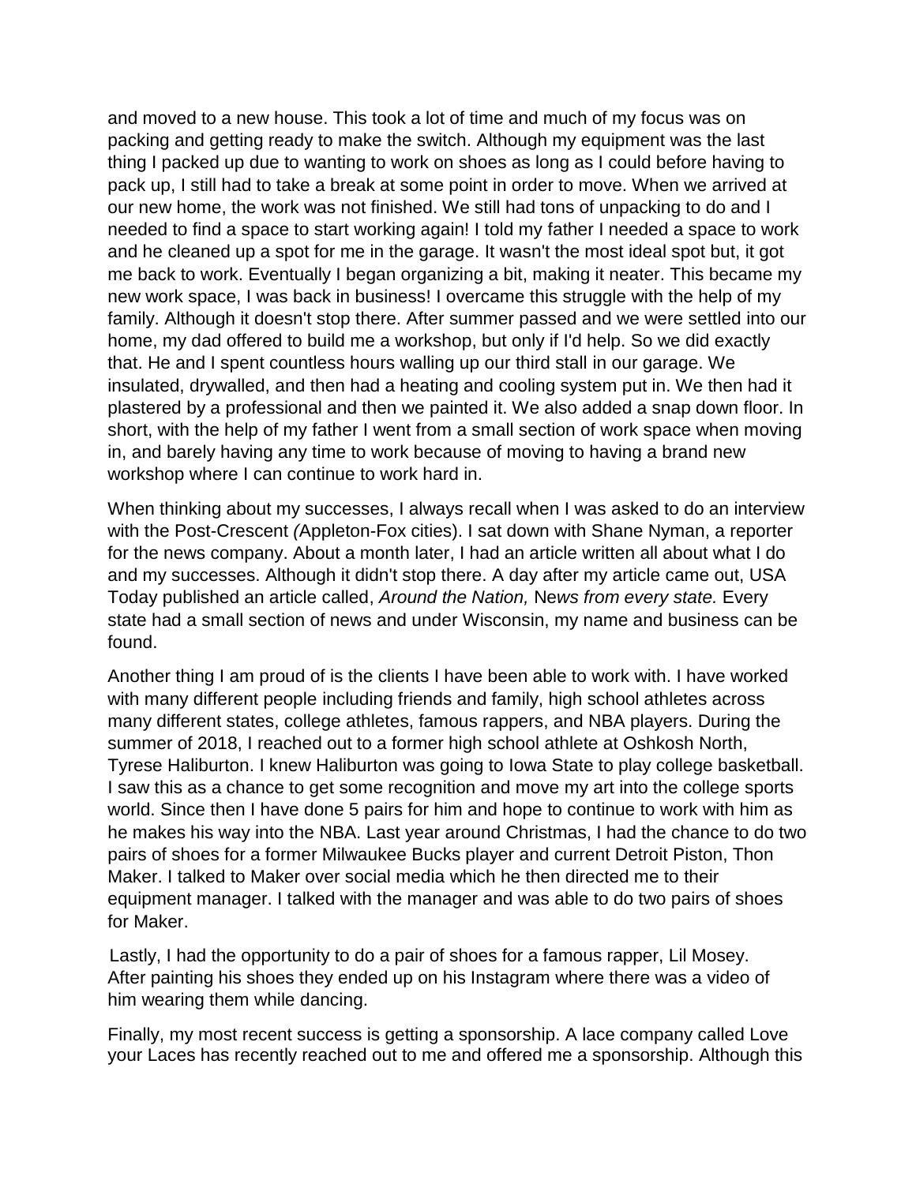and moved to a new house. This took a lot of time and much of my focus was on packing and getting ready to make the switch. Although my equipment was the last thing I packed up due to wanting to work on shoes as long as I could before having to pack up, I still had to take a break at some point in order to move. When we arrived at our new home, the work was not finished. We still had tons of unpacking to do and I needed to find a space to start working again! I told my father I needed a space to work and he cleaned up a spot for me in the garage. It wasn't the most ideal spot but, it got me back to work. Eventually I began organizing a bit, making it neater. This became my new work space, I was back in business! I overcame this struggle with the help of my family. Although it doesn't stop there. After summer passed and we were settled into our home, my dad offered to build me a workshop, but only if I'd help. So we did exactly that. He and I spent countless hours walling up our third stall in our garage. We insulated, drywalled, and then had a heating and cooling system put in. We then had it plastered by a professional and then we painted it. We also added a snap down floor. In short, with the help of my father I went from a small section of work space when moving in, and barely having any time to work because of moving to having a brand new workshop where I can continue to work hard in.

When thinking about my successes, I always recall when I was asked to do an interview with the Post-Crescent *(*Appleton-Fox cities). I sat down with Shane Nyman, a reporter for the news company. About a month later, I had an article written all about what I do and my successes. Although it didn't stop there. A day after my article came out, USA Today published an article called, *Around the Nation,* N*ews from every state.* Every state had a small section of news and under Wisconsin, my name and business can be found.

Another thing I am proud of is the clients I have been able to work with. I have worked with many different people including friends and family, high school athletes across many different states, college athletes, famous rappers, and NBA players. During the summer of 2018, I reached out to a former high school athlete at Oshkosh North, Tyrese Haliburton. I knew Haliburton was going to Iowa State to play college basketball. I saw this as a chance to get some recognition and move my art into the college sports world. Since then I have done 5 pairs for him and hope to continue to work with him as he makes his way into the NBA. Last year around Christmas, I had the chance to do two pairs of shoes for a former Milwaukee Bucks player and current Detroit Piston, Thon Maker. I talked to Maker over social media which he then directed me to their equipment manager. I talked with the manager and was able to do two pairs of shoes for Maker.

Lastly, I had the opportunity to do a pair of shoes for a famous rapper, Lil Mosey. After painting his shoes they ended up on his Instagram where there was a video of him wearing them while dancing.

Finally, my most recent success is getting a sponsorship. A lace company called Love your Laces has recently reached out to me and offered me a sponsorship. Although this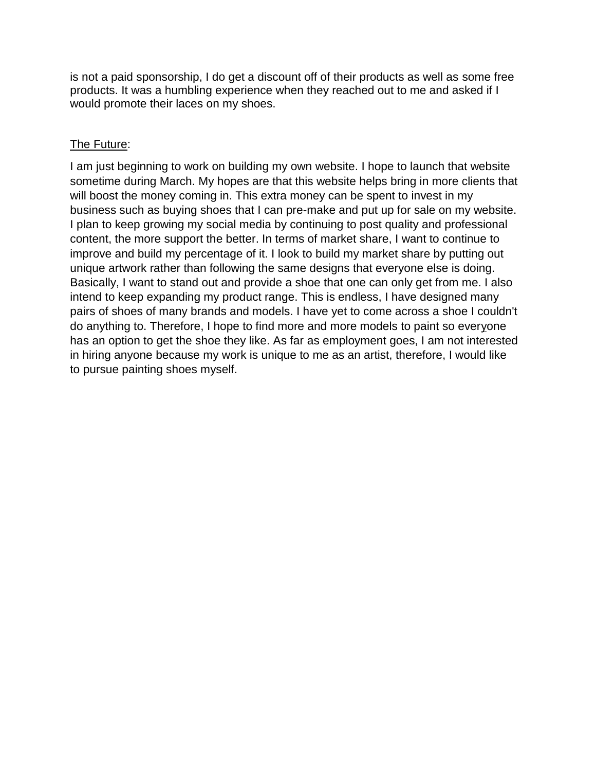is not a paid sponsorship, I do get a discount off of their products as well as some free products. It was a humbling experience when they reached out to me and asked if I would promote their laces on my shoes.

The Future:

I am just beginning to work on building my own website. I hope to launch that website sometime during March. My hopes are that this website helps bring in more clients that will boost the money coming in. This extra money can be spent to invest in my business such as buying shoes that I can pre-make and put up for sale on my website. I plan to keep growing my social media by continuing to post quality and professional content, the more support the better. In terms of market share, I want to continue to improve and build my percentage of it. I look to build my market share by putting out unique artwork rather than following the same designs that everyone else is doing. Basically, I want to stand out and provide a shoe that one can only get from me. I also intend to keep expanding my product range. This is endless, I have designed many pairs of shoes of many brands and models. I have yet to come across a shoe I couldn't do anything to. Therefore, I hope to find more and more models to paint so everyone has an option to get the shoe they like. As far as employment goes, I am not interested in hiring anyone because my work is unique to me as an artist, therefore, I would like to pursue painting shoes myself.